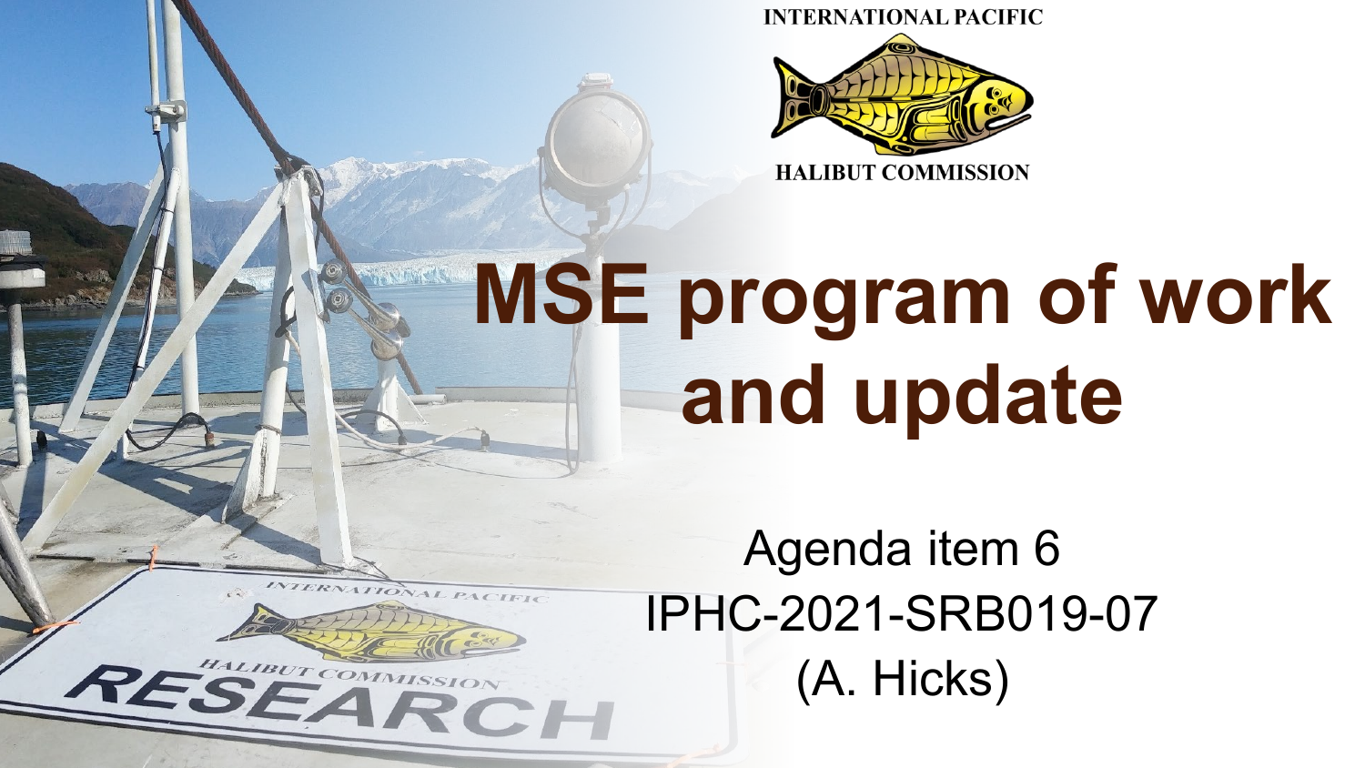INTERNATIONAL PACIFIC HALIBUT COMMISSION

# MSE program of work and update

Agenda item 6

IPHC-2021-SRB019-07

(A. Hicks)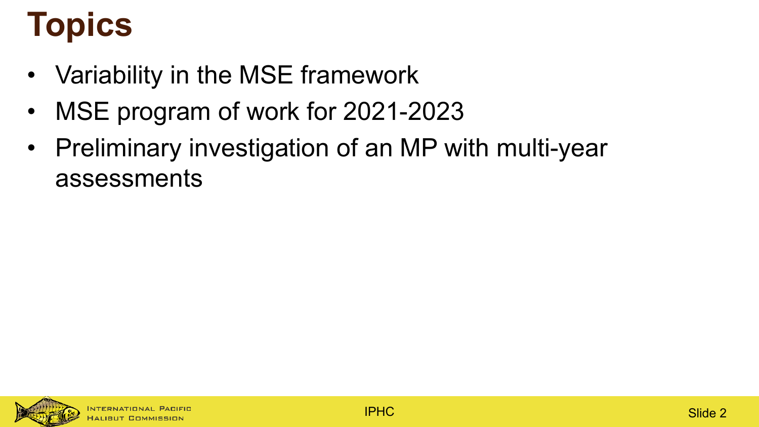# Topics

- Variability in the MSE framework
- MSE program of work for 2021-2023
- Preliminary investigation of an MP with multi-year assessments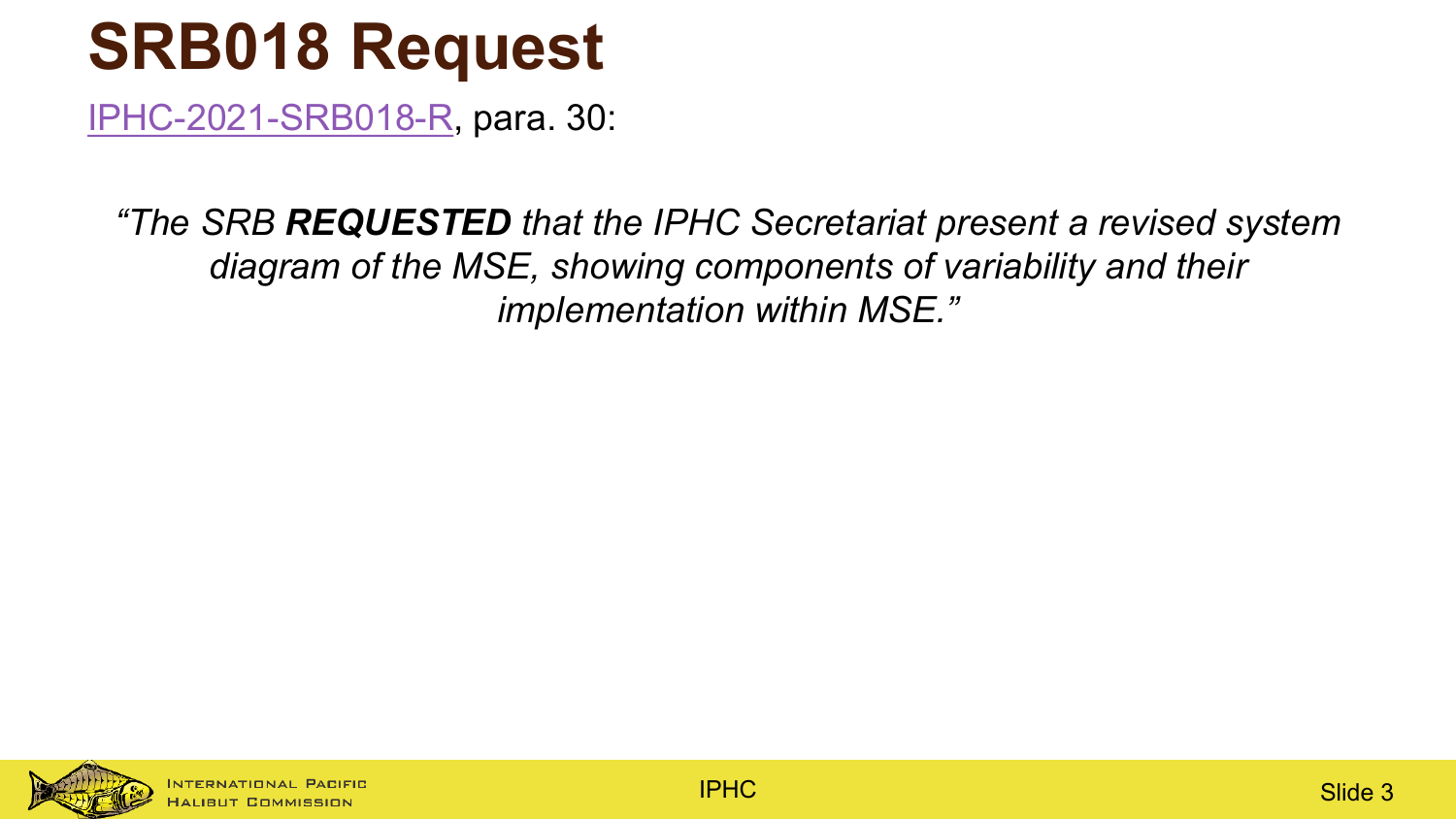# SRB018 Request

IPHC-2021-SRB018-R, para. 30:

*"The SRB **REQUESTED** that the IPHC Secretariat present a revised system diagram of the MSE, showing components of variability and their implementation within MSE."*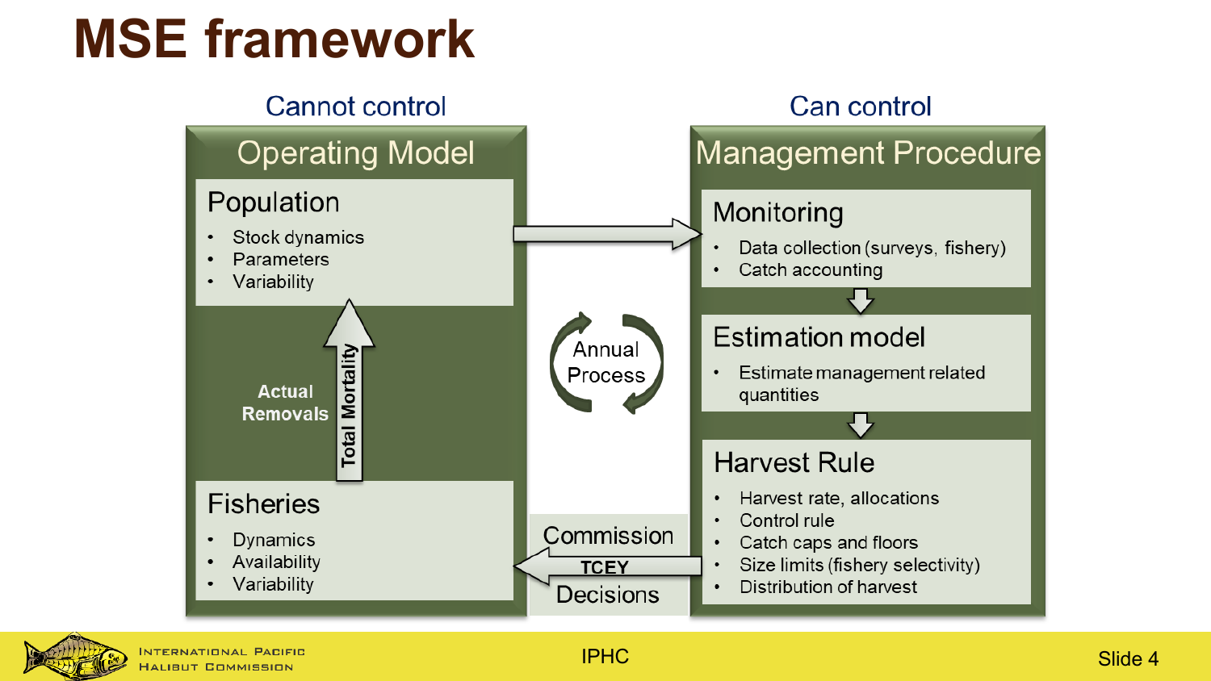# MSE framework

## Cannot control

### Operating Model

**Population**
- Stock dynamics
- Parameters
- Variability

**Actual Removals**

**Total Mortality**

**Fisheries**
- Dynamics
- Availability
- Variability

Annual Process

Commission **TCEY** Decisions

## Can control

### Management Procedure

**Monitoring**
- Data collection (surveys, fishery)
- Catch accounting

**Estimation model**
- Estimate management related quantities

**Harvest Rule**
- Harvest rate, allocations
- Control rule
- Catch caps and floors
- Size limits (fishery selectivity)
- Distribution of harvest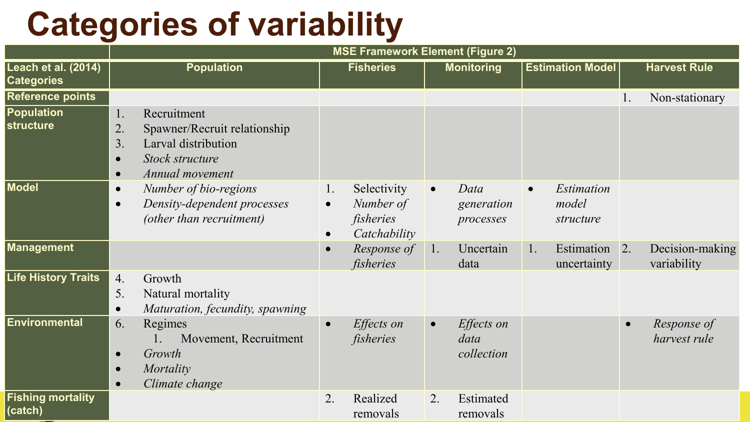# Categories of variability

| | MSE Framework Element (Figure 2) | | | | |
|---|---|---|---|---|---|
| **Leach et al. (2014) Categories** | **Population** | **Fisheries** | **Monitoring** | **Estimation Model** | **Harvest Rule** |
| **Reference points** | | | | | 1. Non-stationary |
| **Population structure** | 1. Recruitment<br>2. Spawner/Recruit relationship<br>3. Larval distribution<br>• *Stock structure*<br>• *Annual movement* | | | | |
| **Model** | • *Number of bio-regions*<br>• *Density-dependent processes (other than recruitment)* | 1. Selectivity<br>• *Number of fisheries*<br>• *Catchability* | • *Data generation processes* | • *Estimation model structure* | |
| **Management** | | • *Response of fisheries* | 1. Uncertain data | 1. Estimation uncertainty | 2. Decision-making variability |
| **Life History Traits** | 4. Growth<br>5. Natural mortality<br>• *Maturation, fecundity, spawning* | | | | |
| **Environmental** | 6. Regimes<br>&nbsp;&nbsp;&nbsp;&nbsp;1. Movement, Recruitment<br>• *Growth*<br>• *Mortality*<br>• *Climate change* | • *Effects on fisheries* | • *Effects on data collection* | | • *Response of harvest rule* |
| **Fishing mortality (catch)** | | 2. Realized removals | 2. Estimated removals | | |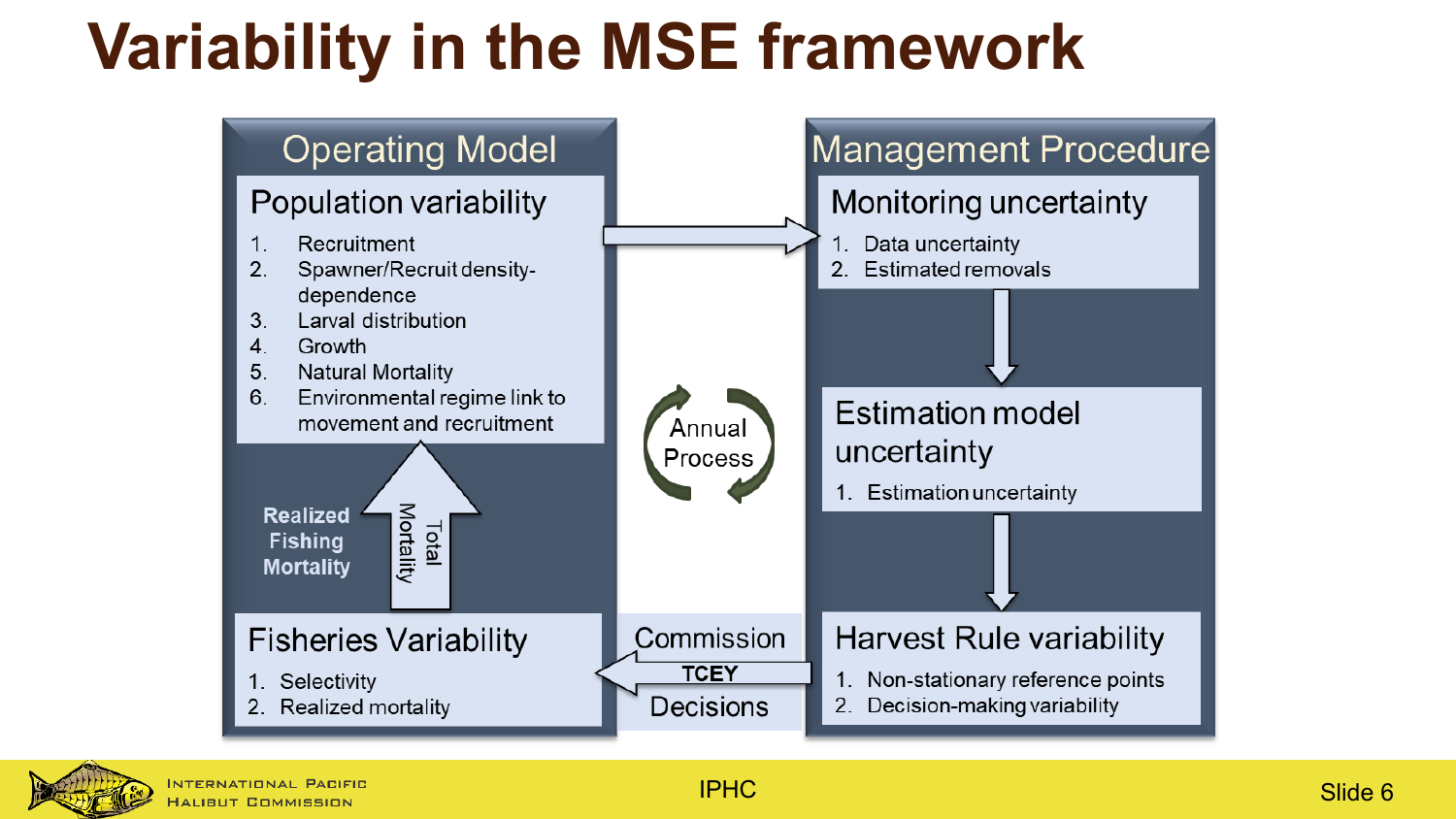# Variability in the MSE framework

## Operating Model

### Population variability

1. Recruitment
2. Spawner/Recruit density-dependence
3. Larval distribution
4. Growth
5. Natural Mortality
6. Environmental regime link to movement and recruitment

Realized Fishing Mortality

Total Mortality

### Fisheries Variability

1. Selectivity
2. Realized mortality

## Management Procedure

### Monitoring uncertainty

1. Data uncertainty
2. Estimated removals

### Estimation model uncertainty

1. Estimation uncertainty

### Harvest Rule variability

1. Non-stationary reference points
2. Decision-making variability

Annual Process

Commission TCEY Decisions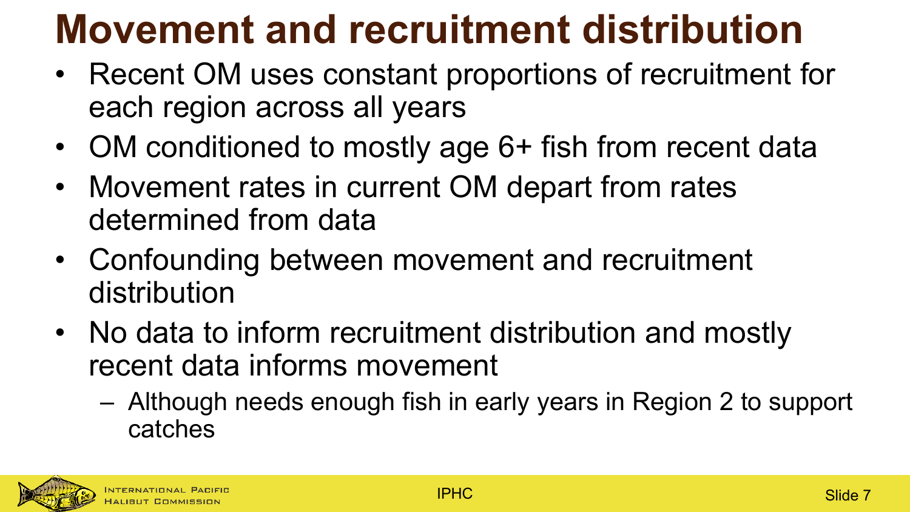# Movement and recruitment distribution

- Recent OM uses constant proportions of recruitment for each region across all years
- OM conditioned to mostly age 6+ fish from recent data
- Movement rates in current OM depart from rates determined from data
- Confounding between movement and recruitment distribution
- No data to inform recruitment distribution and mostly recent data informs movement
  - Although needs enough fish in early years in Region 2 to support catches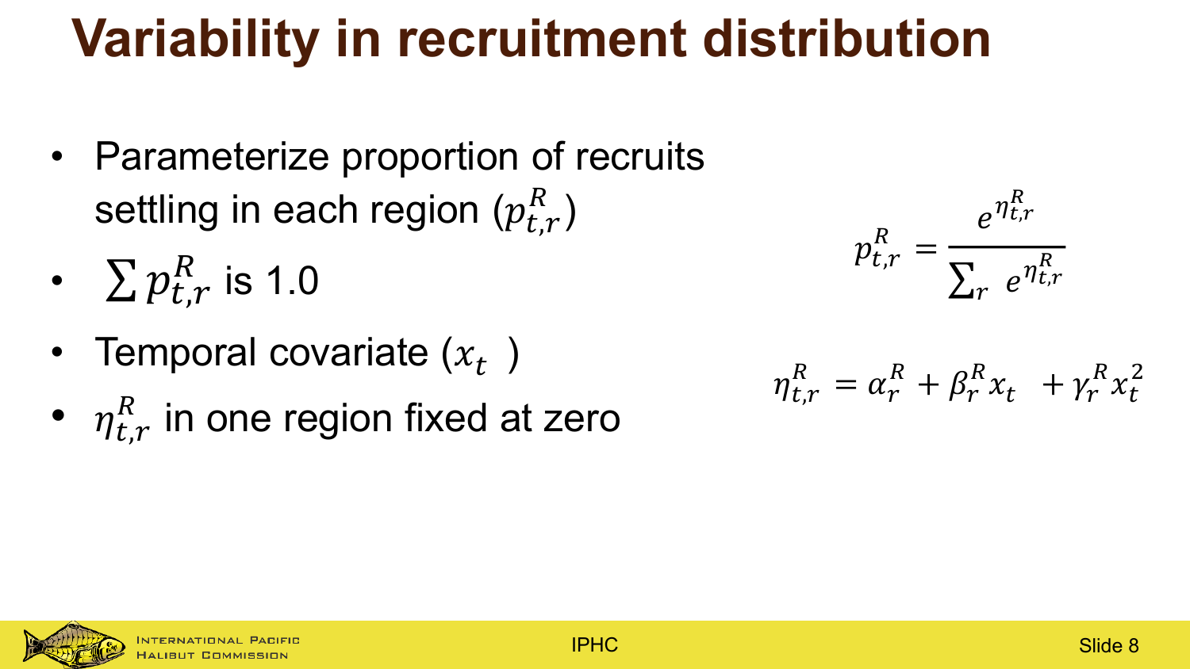# Variability in recruitment distribution

- Parameterize proportion of recruits settling in each region ($p_{t,r}^{R}$)
- $\sum p_{t,r}^{R}$ is 1.0
- Temporal covariate ($x_t$ )
- $\eta_{t,r}^{R}$ in one region fixed at zero

$$p_{t,r}^{R} = \frac{e^{\eta_{t,r}^{R}}}{\sum_r e^{\eta_{t,r}^{R}}}$$

$$\eta_{t,r}^{R} = \alpha_r^{R} + \beta_r^{R} x_t + \gamma_r^{R} x_t^{2}$$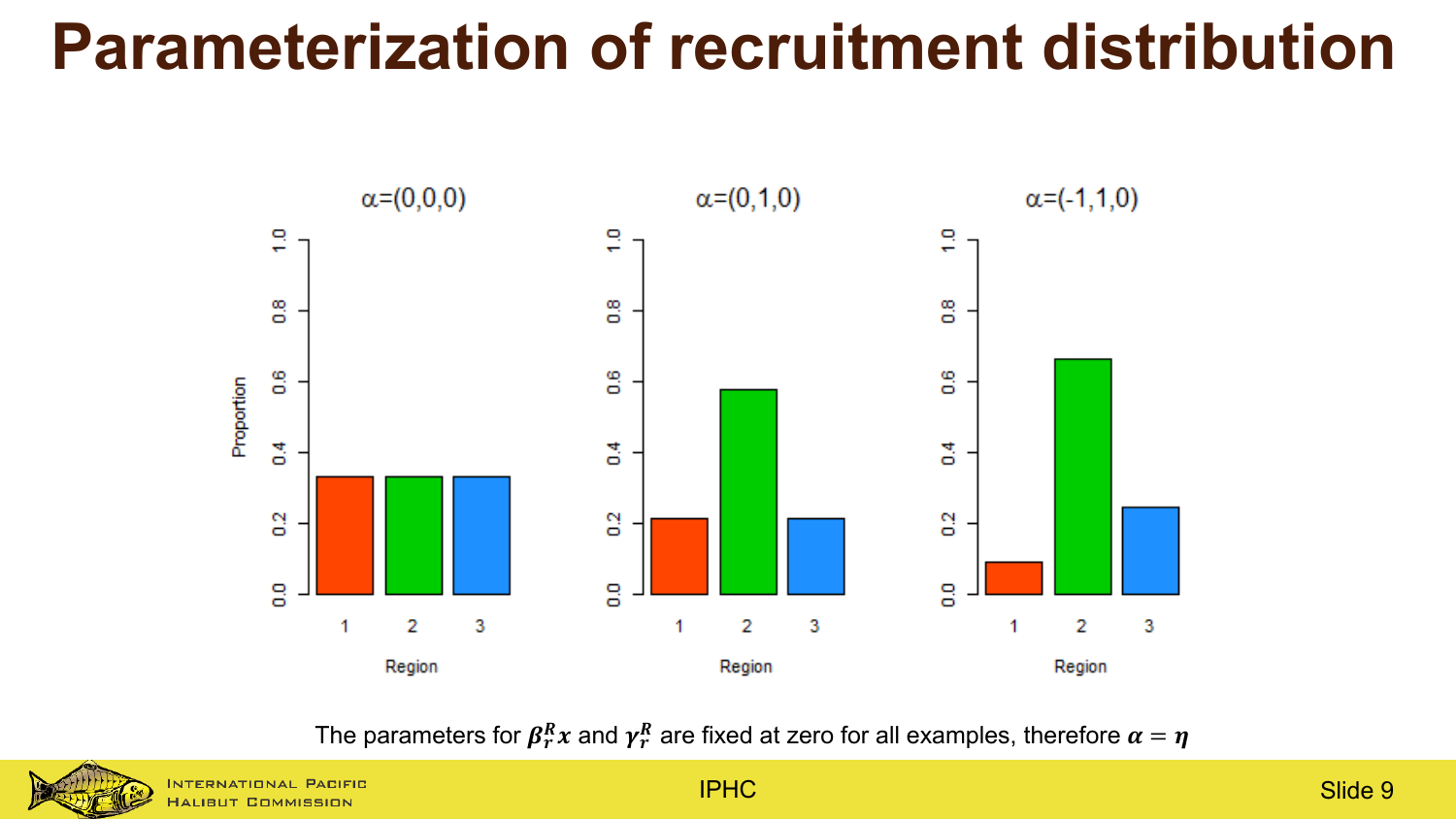# Parameterization of recruitment distribution

α=(0,0,0)

α=(0,1,0)

α=(-1,1,0)

The parameters for $\boldsymbol{\beta}_r^R \boldsymbol{x}$ and $\boldsymbol{\gamma}_r^R$ are fixed at zero for all examples, therefore $\boldsymbol{\alpha} = \boldsymbol{\eta}$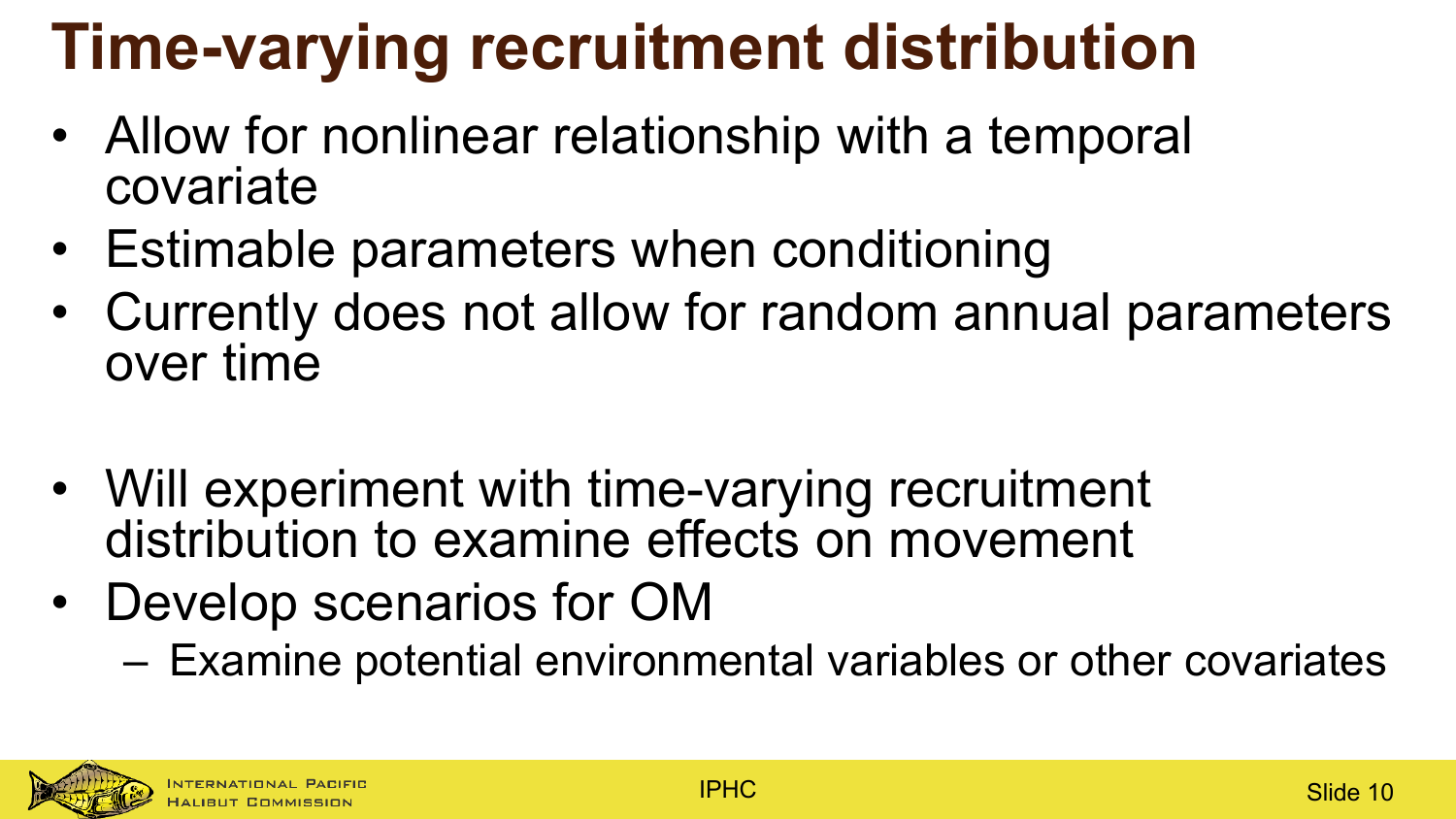# Time-varying recruitment distribution

- Allow for nonlinear relationship with a temporal covariate
- Estimable parameters when conditioning
- Currently does not allow for random annual parameters over time

- Will experiment with time-varying recruitment distribution to examine effects on movement
- Develop scenarios for OM
  - Examine potential environmental variables or other covariates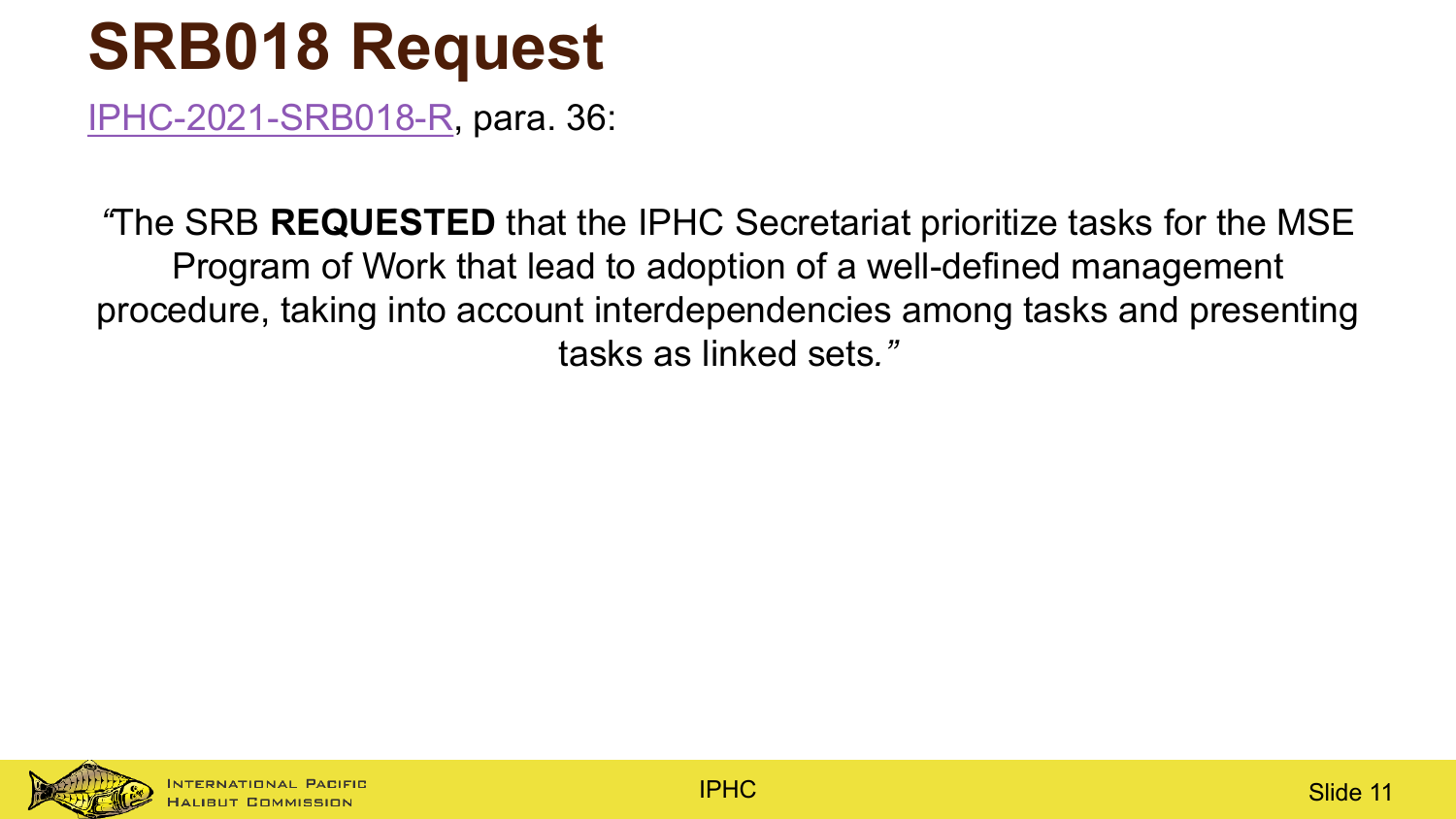# SRB018 Request

IPHC-2021-SRB018-R, para. 36:

"The SRB **REQUESTED** that the IPHC Secretariat prioritize tasks for the MSE Program of Work that lead to adoption of a well-defined management procedure, taking into account interdependencies among tasks and presenting tasks as linked sets."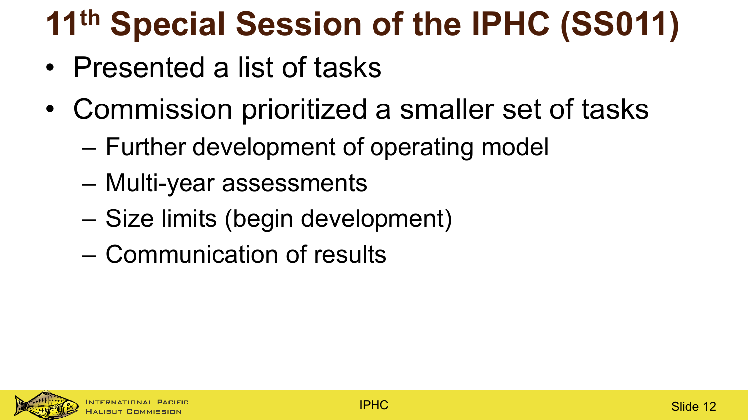# 11th Special Session of the IPHC (SS011)

- Presented a list of tasks
- Commission prioritized a smaller set of tasks
  - Further development of operating model
  - Multi-year assessments
  - Size limits (begin development)
  - Communication of results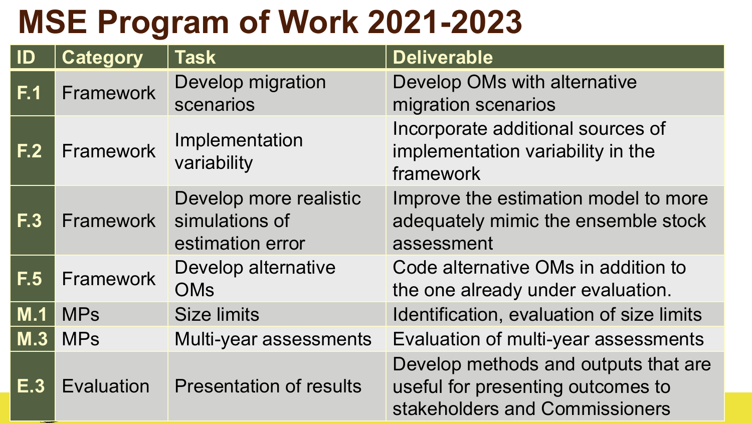# MSE Program of Work 2021-2023

| ID | Category | Task | Deliverable |
|---|---|---|---|
| F.1 | Framework | Develop migration scenarios | Develop OMs with alternative migration scenarios |
| F.2 | Framework | Implementation variability | Incorporate additional sources of implementation variability in the framework |
| F.3 | Framework | Develop more realistic simulations of estimation error | Improve the estimation model to more adequately mimic the ensemble stock assessment |
| F.5 | Framework | Develop alternative OMs | Code alternative OMs in addition to the one already under evaluation. |
| M.1 | MPs | Size limits | Identification, evaluation of size limits |
| M.3 | MPs | Multi-year assessments | Evaluation of multi-year assessments |
| E.3 | Evaluation | Presentation of results | Develop methods and outputs that are useful for presenting outcomes to stakeholders and Commissioners |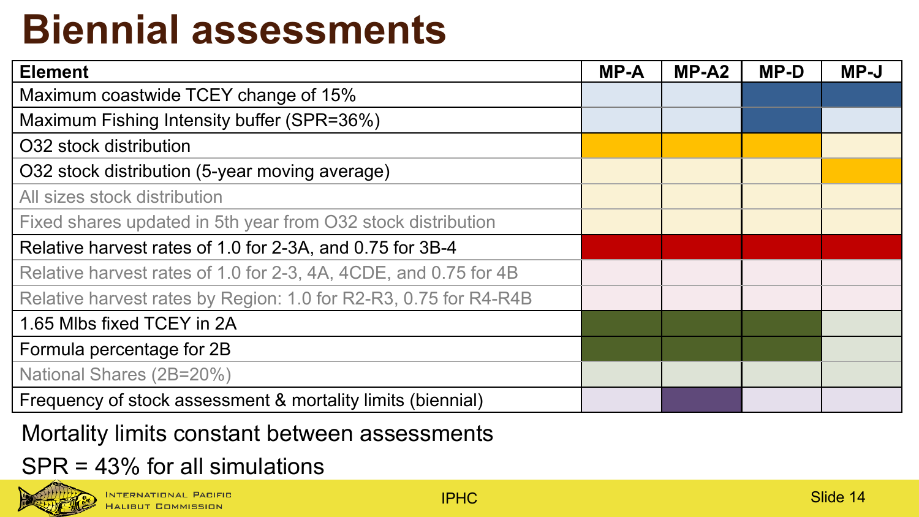# Biennial assessments

Dark-shaded cells in the original slide are marked with X below.

| Element | MP-A | MP-A2 | MP-D | MP-J |
|---|---|---|---|---|
| Maximum coastwide TCEY change of 15% | | | X | X |
| Maximum Fishing Intensity buffer (SPR=36%) | | | X | |
| O32 stock distribution | X | X | X | |
| O32 stock distribution (5-year moving average) | | | | X |
| All sizes stock distribution | | | | |
| Fixed shares updated in 5th year from O32 stock distribution | | | | |
| Relative harvest rates of 1.0 for 2-3A, and 0.75 for 3B-4 | X | X | X | X |
| Relative harvest rates of 1.0 for 2-3, 4A, 4CDE, and 0.75 for 4B | | | | |
| Relative harvest rates by Region: 1.0 for R2-R3, 0.75 for R4-R4B | | | | |
| 1.65 Mlbs fixed TCEY in 2A | X | X | X | |
| Formula percentage for 2B | X | X | X | |
| National Shares (2B=20%) | | | | |
| Frequency of stock assessment & mortality limits (biennial) | | X | | |

Mortality limits constant between assessments

SPR = 43% for all simulations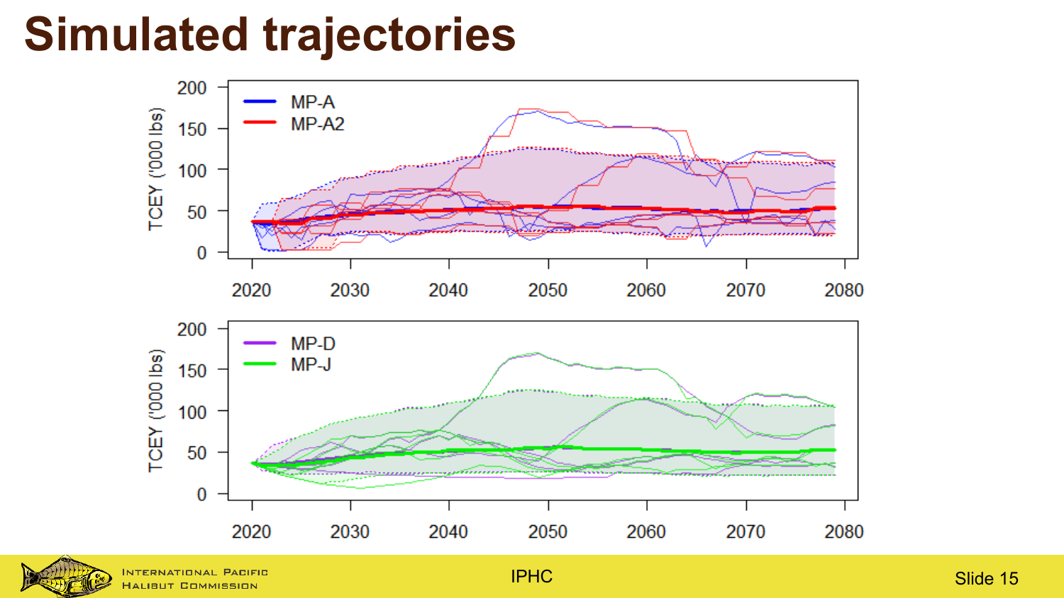# Simulated trajectories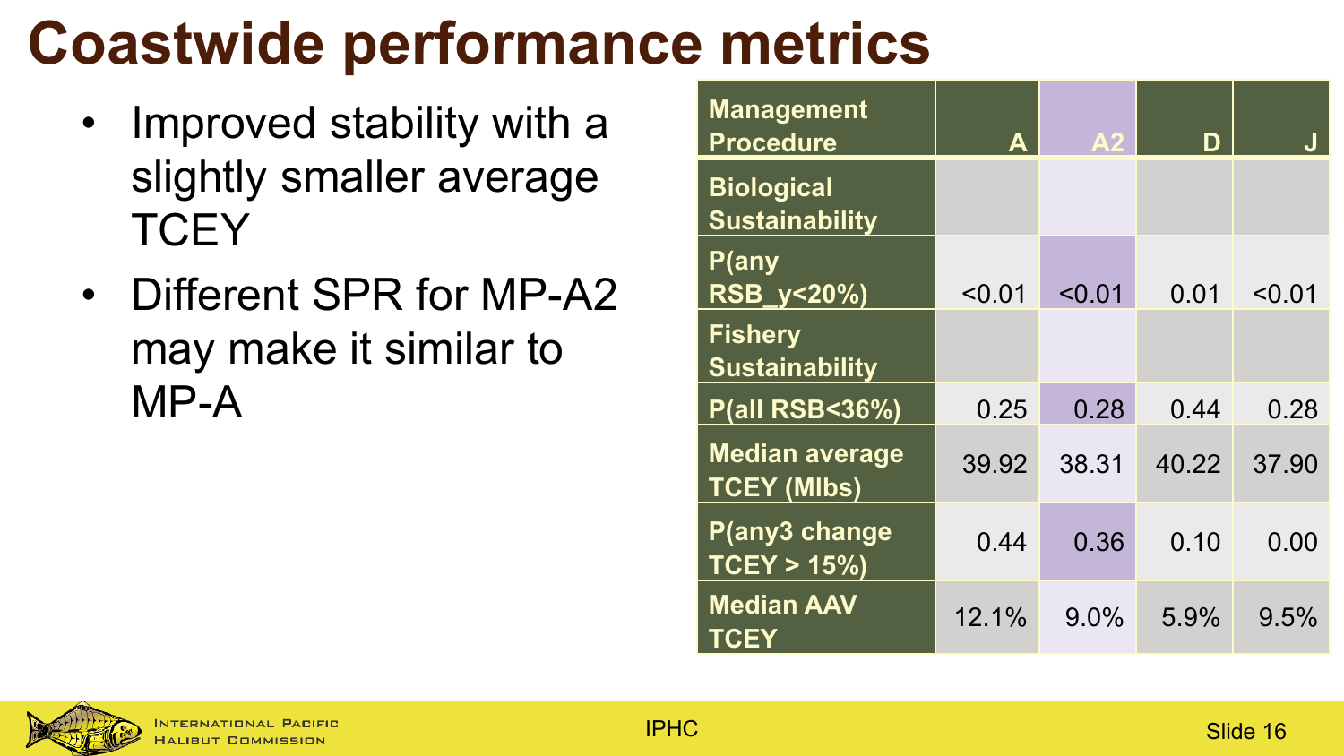# Coastwide performance metrics

- Improved stability with a slightly smaller average TCEY
- Different SPR for MP-A2 may make it similar to MP-A

| Management Procedure | A | A2 | D | J |
|---|---|---|---|---|
| **Biological Sustainability** | | | | |
| **P(any RSB_y<20%)** | <0.01 | <0.01 | 0.01 | <0.01 |
| **Fishery Sustainability** | | | | |
| **P(all RSB<36%)** | 0.25 | 0.28 | 0.44 | 0.28 |
| **Median average TCEY (Mlbs)** | 39.92 | 38.31 | 40.22 | 37.90 |
| **P(any3 change TCEY > 15%)** | 0.44 | 0.36 | 0.10 | 0.00 |
| **Median AAV TCEY** | 12.1% | 9.0% | 5.9% | 9.5% |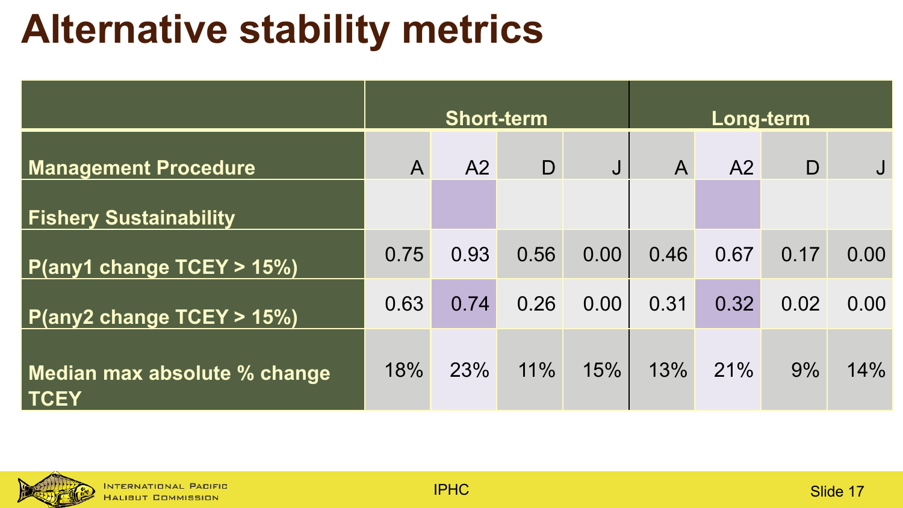# Alternative stability metrics

| | Short-term | | | | Long-term | | | |
|---|---|---|---|---|---|---|---|---|
| **Management Procedure** | A | A2 | D | J | A | A2 | D | J |
| **Fishery Sustainability** | | | | | | | | |
| **P(any1 change TCEY > 15%)** | 0.75 | 0.93 | 0.56 | 0.00 | 0.46 | 0.67 | 0.17 | 0.00 |
| **P(any2 change TCEY > 15%)** | 0.63 | 0.74 | 0.26 | 0.00 | 0.31 | 0.32 | 0.02 | 0.00 |
| **Median max absolute % change TCEY** | 18% | 23% | 11% | 15% | 13% | 21% | 9% | 14% |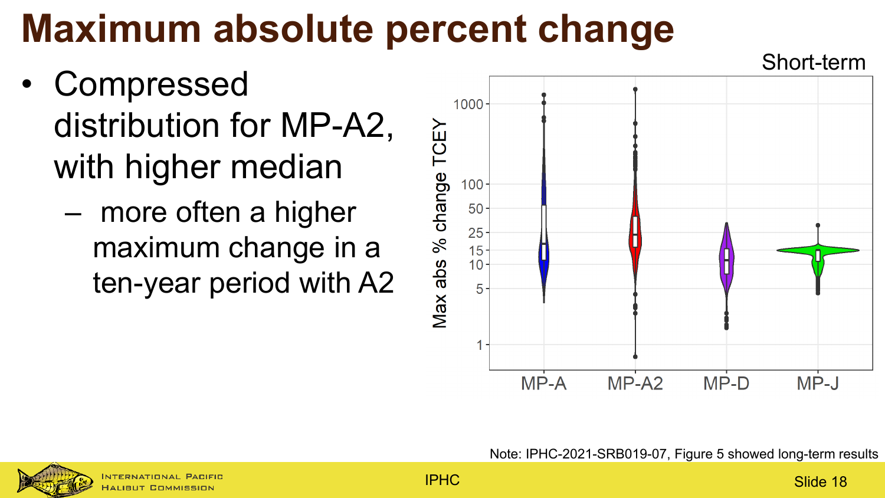# Maximum absolute percent change

- Compressed distribution for MP-A2, with higher median
  - more often a higher maximum change in a ten-year period with A2

Short-term

Note: IPHC-2021-SRB019-07, Figure 5 showed long-term results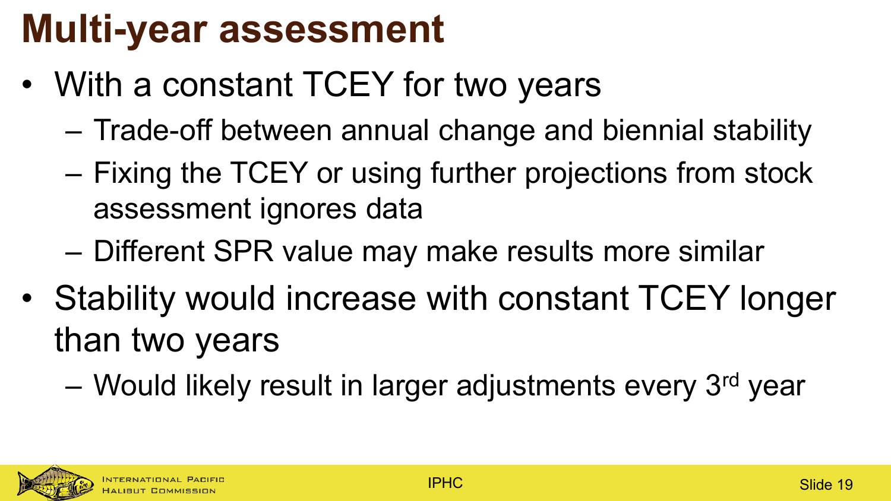# Multi-year assessment

- With a constant TCEY for two years
  - Trade-off between annual change and biennial stability
  - Fixing the TCEY or using further projections from stock assessment ignores data
  - Different SPR value may make results more similar
- Stability would increase with constant TCEY longer than two years
  - Would likely result in larger adjustments every 3rd year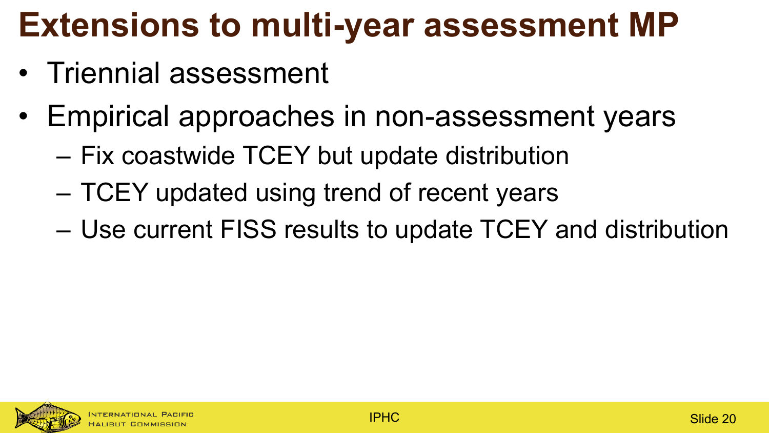# Extensions to multi-year assessment MP

- Triennial assessment
- Empirical approaches in non-assessment years
  - Fix coastwide TCEY but update distribution
  - TCEY updated using trend of recent years
  - Use current FISS results to update TCEY and distribution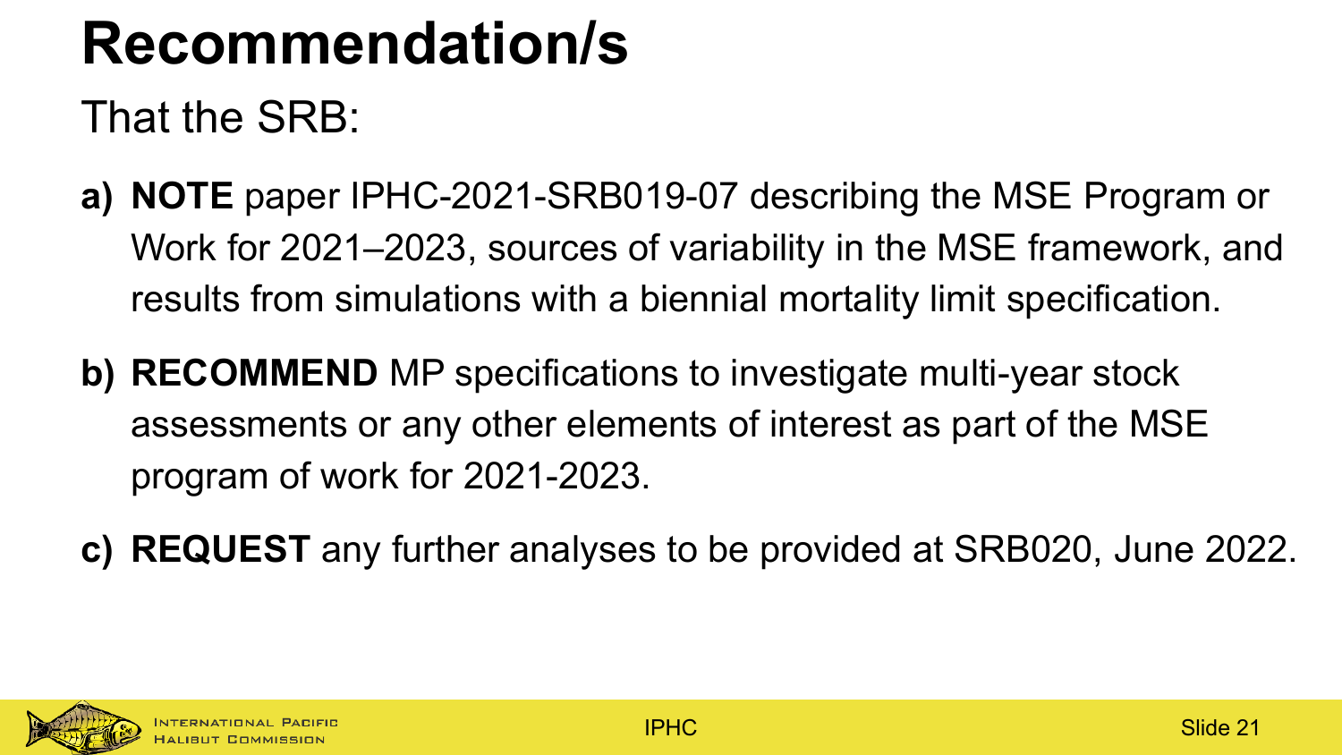# Recommendation/s

That the SRB:

a) **NOTE** paper IPHC-2021-SRB019-07 describing the MSE Program or Work for 2021–2023, sources of variability in the MSE framework, and results from simulations with a biennial mortality limit specification.

b) **RECOMMEND** MP specifications to investigate multi-year stock assessments or any other elements of interest as part of the MSE program of work for 2021-2023.

c) **REQUEST** any further analyses to be provided at SRB020, June 2022.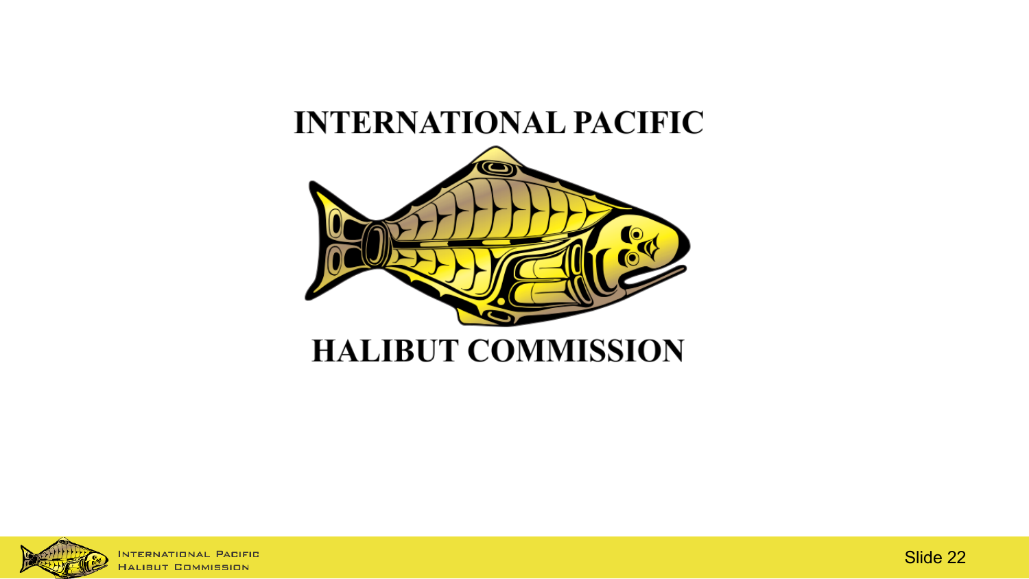INTERNATIONAL PACIFIC

HALIBUT COMMISSION